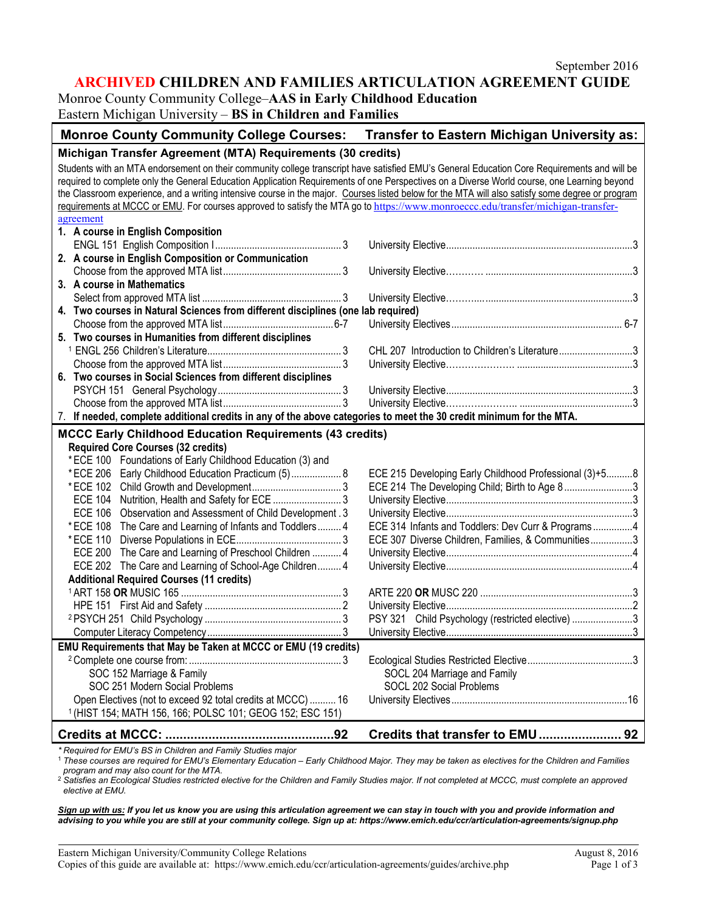September 2016

# ARCHIVED CHILDREN AND FAMILIES ARTICULATION AGREEMENT GUIDE

Monroe County Community College–**AAS in Early Childhood Education**
Eastern Michigan University – **BS in Children and Families**

| Monroe County Community College Courses: | Transfer to Eastern Michigan University as: |
|---|---|
| **Michigan Transfer Agreement (MTA) Requirements (30 credits)** | |
| Students with an MTA endorsement on their community college transcript have satisfied EMU's General Education Core Requirements and will be required to complete only the General Education Application Requirements of one Perspectives on a Diverse World course, one Learning beyond the Classroom experience, and a writing intensive course in the major. Courses listed below for the MTA will also satisfy some degree or program requirements at MCCC or EMU. For courses approved to satisfy the MTA go to https://www.monroeccc.edu/transfer/michigan-transfer-agreement | |
| **1. A course in English Composition** | |
| ENGL 151 English Composition I ... 3 | University Elective ... 3 |
| **2. A course in English Composition or Communication** | |
| Choose from the approved MTA list ... 3 | University Elective ... 3 |
| **3. A course in Mathematics** | |
| Select from approved MTA list ... 3 | University Elective ... 3 |
| **4. Two courses in Natural Sciences from different disciplines (one lab required)** | |
| Choose from the approved MTA list ... 6-7 | University Electives ... 6-7 |
| **5. Two courses in Humanities from different disciplines** | |
| [1] ENGL 256 Children's Literature ... 3 | CHL 207 Introduction to Children's Literature ... 3 |
| Choose from the approved MTA list ... 3 | University Elective ... 3 |
| **6. Two courses in Social Sciences from different disciplines** | |
| PSYCH 151 General Psychology ... 3 | University Elective ... 3 |
| Choose from the approved MTA list ... 3 | University Elective ... 3 |
| 7. **If needed, complete additional credits in any of the above categories to meet the 30 credit minimum for the MTA.** | |
| **MCCC Early Childhood Education Requirements (43 credits)** | |
| **Required Core Courses (32 credits)** | |
| *ECE 100 Foundations of Early Childhood Education (3) and *ECE 206 Early Childhood Education Practicum (5) ... 8 | ECE 215 Developing Early Childhood Professional (3)+5 ... 8 |
| *ECE 102 Child Growth and Development ... 3 | ECE 214 The Developing Child; Birth to Age 8 ... 3 |
| ECE 104 Nutrition, Health and Safety for ECE ... 3 | University Elective ... 3 |
| ECE 106 Observation and Assessment of Child Development . 3 | University Elective ... 3 |
| *ECE 108 The Care and Learning of Infants and Toddlers ... 4 | ECE 314 Infants and Toddlers: Dev Curr & Programs ... 4 |
| *ECE 110 Diverse Populations in ECE ... 3 | ECE 307 Diverse Children, Families, & Communities ... 3 |
| ECE 200 The Care and Learning of Preschool Children ... 4 | University Elective ... 4 |
| ECE 202 The Care and Learning of School-Age Children ... 4 | University Elective ... 4 |
| **Additional Required Courses (11 credits)** | |
| [1] ART 158 **OR** MUSIC 165 ... 3 | ARTE 220 **OR** MUSC 220 ... 3 |
| HPE 151 First Aid and Safety ... 2 | University Elective ... 2 |
| [2] PSYCH 251 Child Psychology ... 3 | PSY 321 Child Psychology (restricted elective) ... 3 |
| Computer Literacy Competency ... 3 | University Elective ... 3 |
| **EMU Requirements that May be Taken at MCCC or EMU (19 credits)** | |
| [2] Complete one course from: ... 3<br>SOC 152 Marriage & Family<br>SOC 251 Modern Social Problems | Ecological Studies Restricted Elective ... 3<br>SOCL 204 Marriage and Family<br>SOCL 202 Social Problems |
| Open Electives (not to exceed 92 total credits at MCCC) ... 16<br>[1] (HIST 154; MATH 156, 166; POLSC 101; GEOG 152; ESC 151) | University Electives ... 16 |
| **Credits at MCCC: ... 92** | **Credits that transfer to EMU ... 92** |

*\* Required for EMU's BS in Children and Family Studies major*

[1] *These courses are required for EMU's Elementary Education – Early Childhood Major. They may be taken as electives for the Children and Families program and may also count for the MTA.*

[2] *Satisfies an Ecological Studies restricted elective for the Children and Family Studies major. If not completed at MCCC, must complete an approved elective at EMU.*

***Sign up with us:** If you let us know you are using this articulation agreement we can stay in touch with you and provide information and advising to you while you are still at your community college. Sign up at: https://www.emich.edu/ccr/articulation-agreements/signup.php*

Eastern Michigan University/Community College Relations — August 8, 2016
Copies of this guide are available at: https://www.emich.edu/ccr/articulation-agreements/guides/archive.php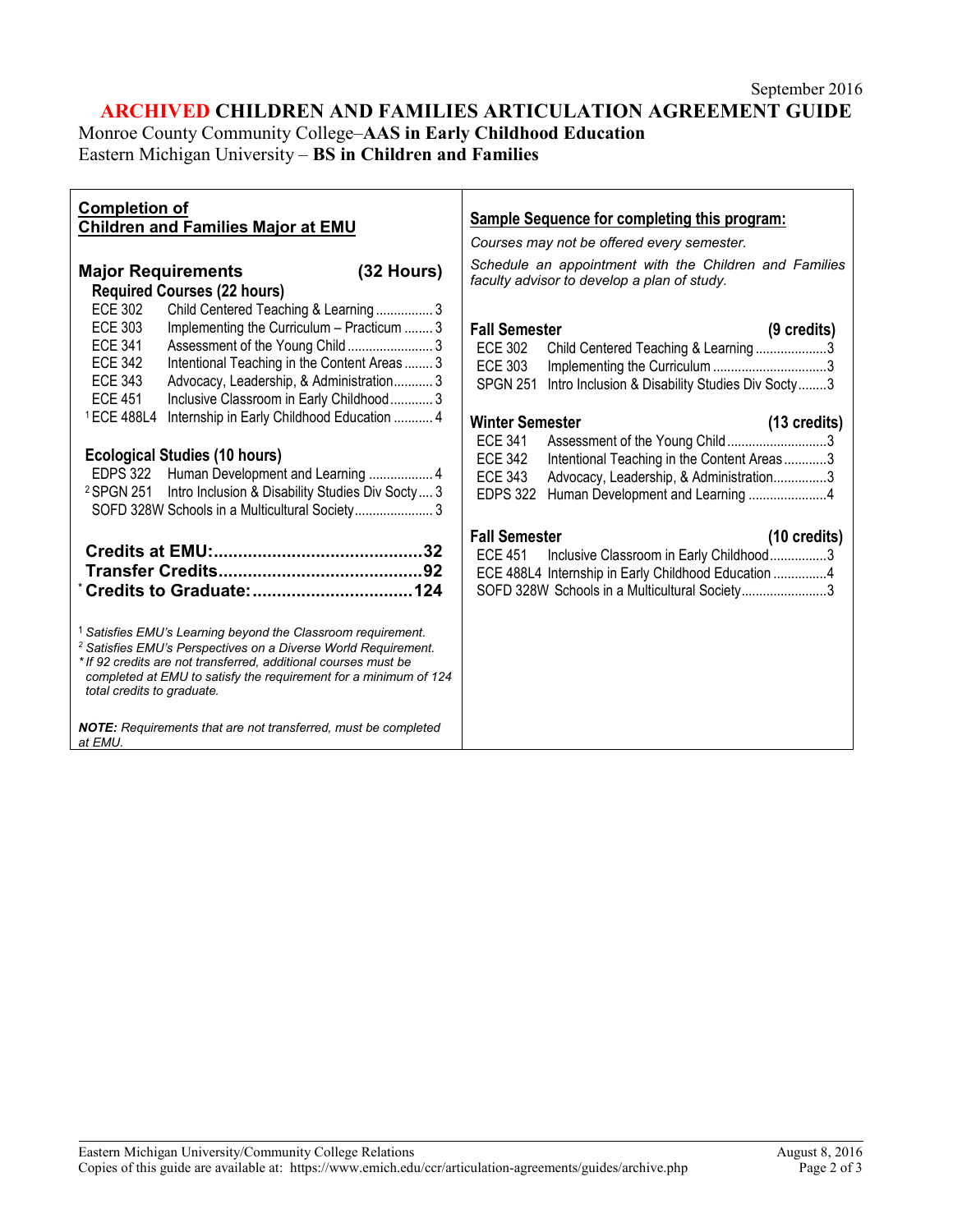September 2016

# ARCHIVED CHILDREN AND FAMILIES ARTICULATION AGREEMENT GUIDE

Monroe County Community College–**AAS in Early Childhood Education**
Eastern Michigan University – **BS in Children and Families**

## Completion of Children and Families Major at EMU

### Major Requirements (32 Hours)

**Required Courses (22 hours)**

| Course | Title | Credits |
|---|---|---|
| ECE 302 | Child Centered Teaching & Learning | 3 |
| ECE 303 | Implementing the Curriculum – Practicum | 3 |
| ECE 341 | Assessment of the Young Child | 3 |
| ECE 342 | Intentional Teaching in the Content Areas | 3 |
| ECE 343 | Advocacy, Leadership, & Administration | 3 |
| ECE 451 | Inclusive Classroom in Early Childhood | 3 |
| [1] ECE 488L4 | Internship in Early Childhood Education | 4 |

**Ecological Studies (10 hours)**

| Course | Title | Credits |
|---|---|---|
| EDPS 322 | Human Development and Learning | 4 |
| [2] SPGN 251 | Intro Inclusion & Disability Studies Div Socty | 3 |
| SOFD 328W | Schools in a Multicultural Society | 3 |

**Credits at EMU:...32**
**Transfer Credits...92**
**[*] Credits to Graduate:...124**

[1] *Satisfies EMU's Learning beyond the Classroom requirement.*
[2] *Satisfies EMU's Perspectives on a Diverse World Requirement.*
*[*] If 92 credits are not transferred, additional courses must be completed at EMU to satisfy the requirement for a minimum of 124 total credits to graduate.*

***NOTE:** Requirements that are not transferred, must be completed at EMU.*

## Sample Sequence for completing this program:

*Courses may not be offered every semester.*

*Schedule an appointment with the Children and Families faculty advisor to develop a plan of study.*

**Fall Semester (9 credits)**

| Course | Title | Credits |
|---|---|---|
| ECE 302 | Child Centered Teaching & Learning | 3 |
| ECE 303 | Implementing the Curriculum | 3 |
| SPGN 251 | Intro Inclusion & Disability Studies Div Socty | 3 |

**Winter Semester (13 credits)**

| Course | Title | Credits |
|---|---|---|
| ECE 341 | Assessment of the Young Child | 3 |
| ECE 342 | Intentional Teaching in the Content Areas | 3 |
| ECE 343 | Advocacy, Leadership, & Administration | 3 |
| EDPS 322 | Human Development and Learning | 4 |

**Fall Semester (10 credits)**

| Course | Title | Credits |
|---|---|---|
| ECE 451 | Inclusive Classroom in Early Childhood | 3 |
| ECE 488L4 | Internship in Early Childhood Education | 4 |
| SOFD 328W | Schools in a Multicultural Society | 3 |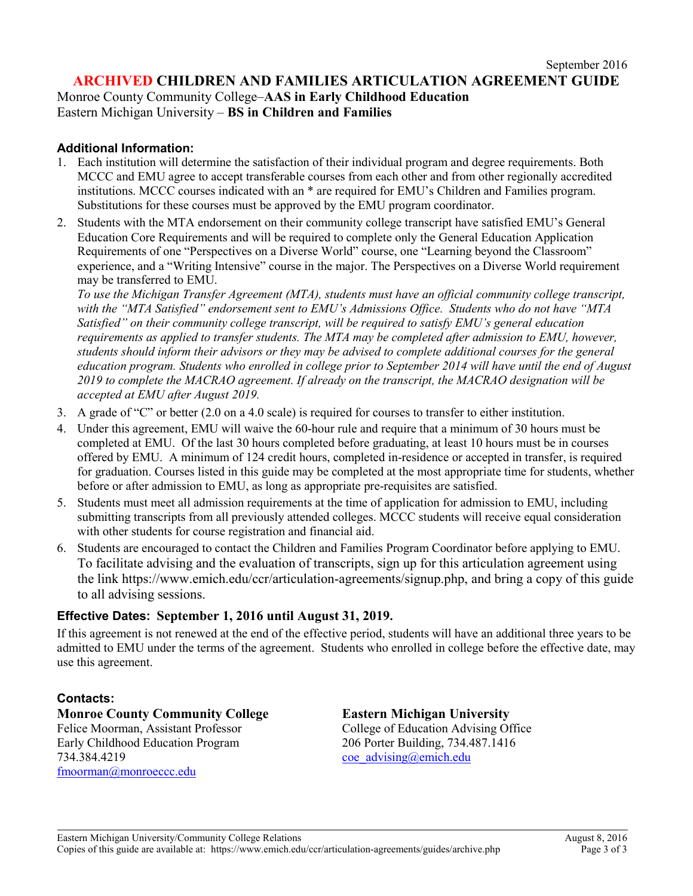September 2016

# ARCHIVED CHILDREN AND FAMILIES ARTICULATION AGREEMENT GUIDE

Monroe County Community College–**AAS in Early Childhood Education**
Eastern Michigan University – **BS in Children and Families**

### Additional Information:

1. Each institution will determine the satisfaction of their individual program and degree requirements. Both MCCC and EMU agree to accept transferable courses from each other and from other regionally accredited institutions. MCCC courses indicated with an * are required for EMU's Children and Families program. Substitutions for these courses must be approved by the EMU program coordinator.
2. Students with the MTA endorsement on their community college transcript have satisfied EMU's General Education Core Requirements and will be required to complete only the General Education Application Requirements of one "Perspectives on a Diverse World" course, one "Learning beyond the Classroom" experience, and a "Writing Intensive" course in the major. The Perspectives on a Diverse World requirement may be transferred to EMU.
   *To use the Michigan Transfer Agreement (MTA), students must have an official community college transcript, with the "MTA Satisfied" endorsement sent to EMU's Admissions Office. Students who do not have "MTA Satisfied" on their community college transcript, will be required to satisfy EMU's general education requirements as applied to transfer students. The MTA may be completed after admission to EMU, however, students should inform their advisors or they may be advised to complete additional courses for the general education program. Students who enrolled in college prior to September 2014 will have until the end of August 2019 to complete the MACRAO agreement. If already on the transcript, the MACRAO designation will be accepted at EMU after August 2019.*
3. A grade of "C" or better (2.0 on a 4.0 scale) is required for courses to transfer to either institution.
4. Under this agreement, EMU will waive the 60-hour rule and require that a minimum of 30 hours must be completed at EMU. Of the last 30 hours completed before graduating, at least 10 hours must be in courses offered by EMU. A minimum of 124 credit hours, completed in-residence or accepted in transfer, is required for graduation. Courses listed in this guide may be completed at the most appropriate time for students, whether before or after admission to EMU, as long as appropriate pre-requisites are satisfied.
5. Students must meet all admission requirements at the time of application for admission to EMU, including submitting transcripts from all previously attended colleges. MCCC students will receive equal consideration with other students for course registration and financial aid.
6. Students are encouraged to contact the Children and Families Program Coordinator before applying to EMU. To facilitate advising and the evaluation of transcripts, sign up for this articulation agreement using the link https://www.emich.edu/ccr/articulation-agreements/signup.php, and bring a copy of this guide to all advising sessions.

### Effective Dates: September 1, 2016 until August 31, 2019.

If this agreement is not renewed at the end of the effective period, students will have an additional three years to be admitted to EMU under the terms of the agreement. Students who enrolled in college before the effective date, may use this agreement.

### Contacts:

**Monroe County Community College**
Felice Moorman, Assistant Professor
Early Childhood Education Program
734.384.4219
fmoorman@monroeccc.edu

**Eastern Michigan University**
College of Education Advising Office
206 Porter Building, 734.487.1416
coe_advising@emich.edu

Eastern Michigan University/Community College Relations — August 8, 2016
Copies of this guide are available at: https://www.emich.edu/ccr/articulation-agreements/guides/archive.php